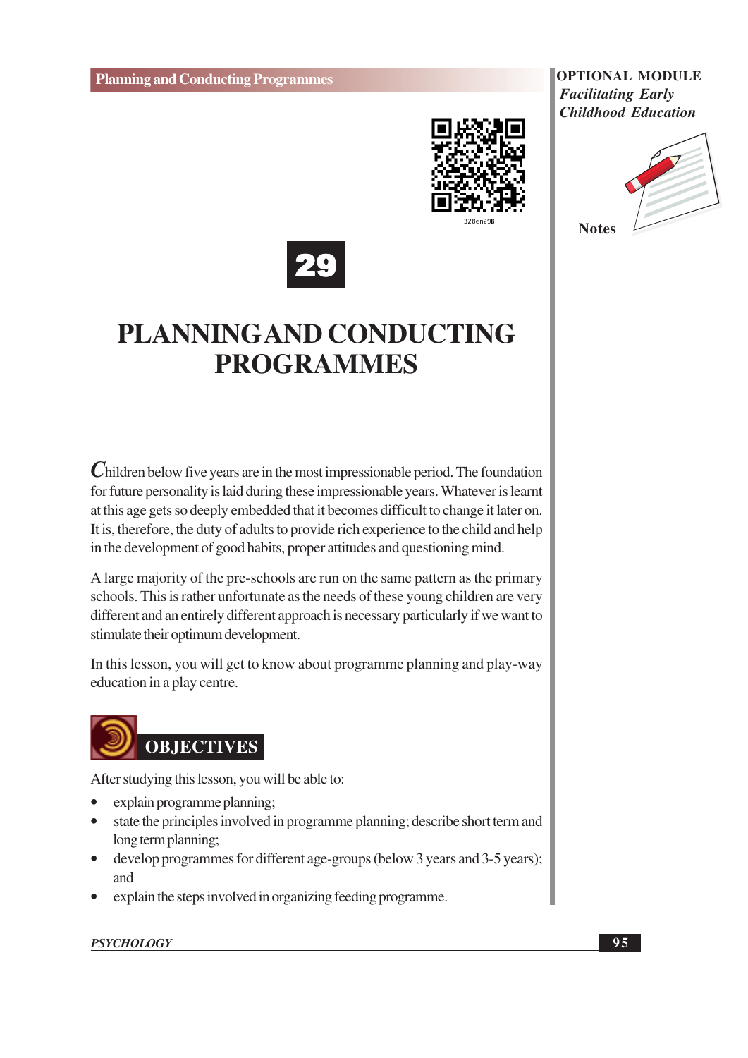# 29

# PLANNING AND CONDUCTING PROGRAMMES

Children below five years are in the most impressionable period. The foundation for future personality is laid during these impressionable years. Whatever is learnt at this age gets so deeply embedded that it becomes difficult to change it later on. It is, therefore, the duty of adults to provide rich experience to the child and help in the development of good habits, proper attitudes and questioning mind.

A large majority of the pre-schools are run on the same pattern as the primary schools. This is rather unfortunate as the needs of these young children are very different and an entirely different approach is necessary particularly if we want to stimulate their optimum development.

In this lesson, you will get to know about programme planning and play-way education in a play centre.

## OBJECTIVES

After studying this lesson, you will be able to:

- explain programme planning;
- state the principles involved in programme planning; describe short term and long term planning;
- develop programmes for different age-groups (below 3 years and 3-5 years); and
- explain the steps involved in organizing feeding programme.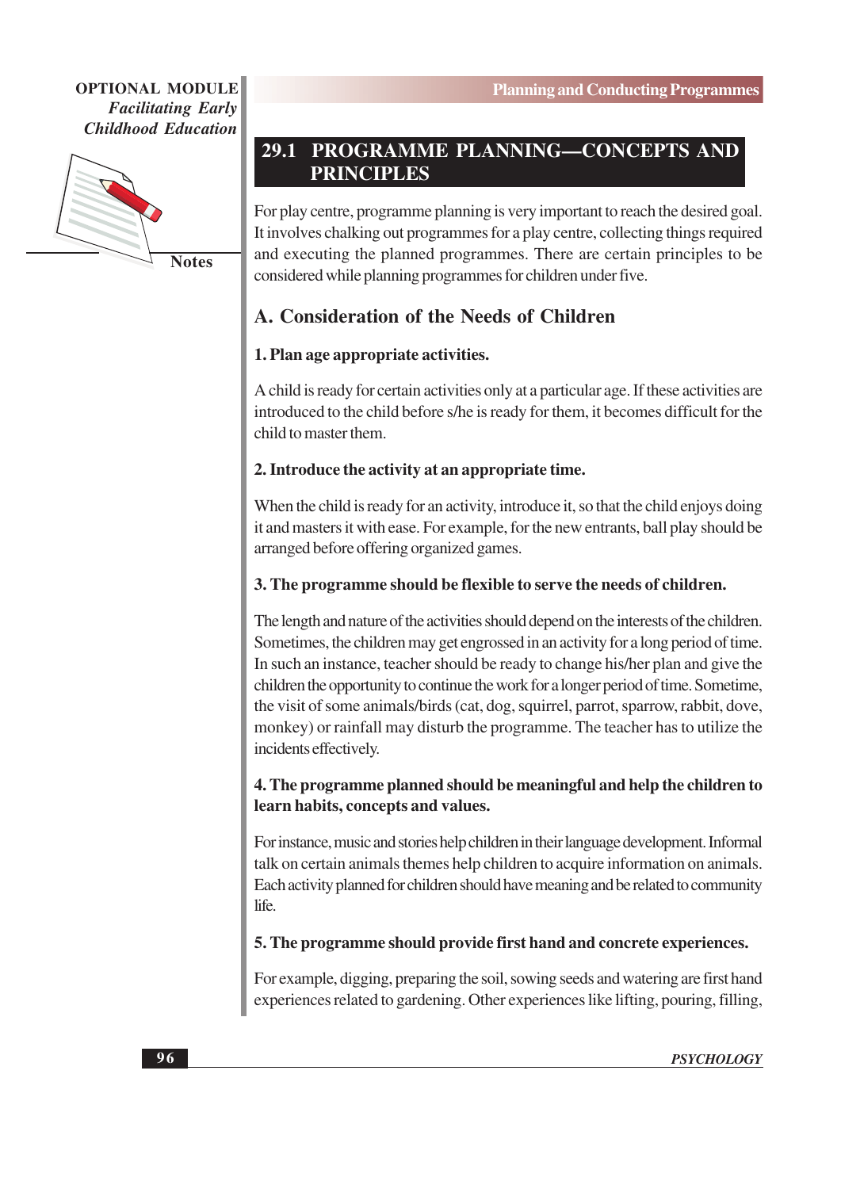## 29.1 PROGRAMME PLANNING—CONCEPTS AND PRINCIPLES

For play centre, programme planning is very important to reach the desired goal. It involves chalking out programmes for a play centre, collecting things required and executing the planned programmes. There are certain principles to be considered while planning programmes for children under five.

### A. Consideration of the Needs of Children

**1. Plan age appropriate activities.**

A child is ready for certain activities only at a particular age. If these activities are introduced to the child before s/he is ready for them, it becomes difficult for the child to master them.

**2. Introduce the activity at an appropriate time.**

When the child is ready for an activity, introduce it, so that the child enjoys doing it and masters it with ease. For example, for the new entrants, ball play should be arranged before offering organized games.

**3. The programme should be flexible to serve the needs of children.**

The length and nature of the activities should depend on the interests of the children. Sometimes, the children may get engrossed in an activity for a long period of time. In such an instance, teacher should be ready to change his/her plan and give the children the opportunity to continue the work for a longer period of time. Sometime, the visit of some animals/birds (cat, dog, squirrel, parrot, sparrow, rabbit, dove, monkey) or rainfall may disturb the programme. The teacher has to utilize the incidents effectively.

**4. The programme planned should be meaningful and help the children to learn habits, concepts and values.**

For instance, music and stories help children in their language development. Informal talk on certain animals themes help children to acquire information on animals. Each activity planned for children should have meaning and be related to community life.

**5. The programme should provide first hand and concrete experiences.**

For example, digging, preparing the soil, sowing seeds and watering are first hand experiences related to gardening. Other experiences like lifting, pouring, filling,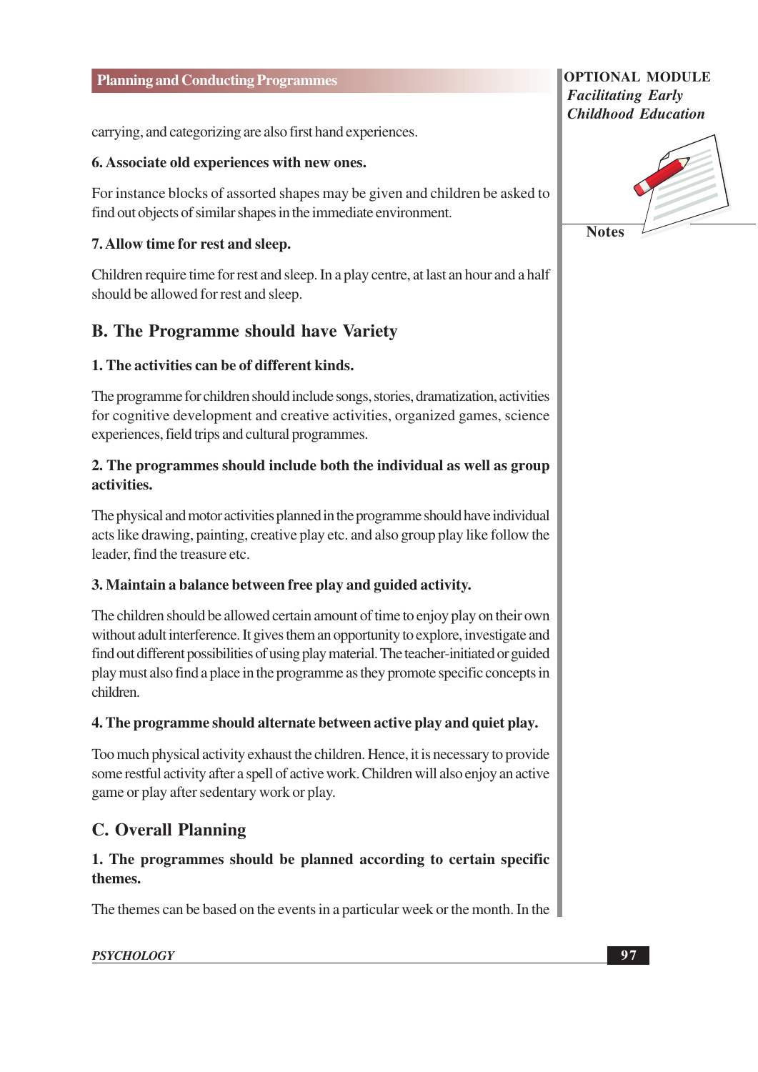carrying, and categorizing are also first hand experiences.

**6. Associate old experiences with new ones.**

For instance blocks of assorted shapes may be given and children be asked to find out objects of similar shapes in the immediate environment.

**7. Allow time for rest and sleep.**

Children require time for rest and sleep. In a play centre, at last an hour and a half should be allowed for rest and sleep.

## B. The Programme should have Variety

**1. The activities can be of different kinds.**

The programme for children should include songs, stories, dramatization, activities for cognitive development and creative activities, organized games, science experiences, field trips and cultural programmes.

**2. The programmes should include both the individual as well as group activities.**

The physical and motor activities planned in the programme should have individual acts like drawing, painting, creative play etc. and also group play like follow the leader, find the treasure etc.

**3. Maintain a balance between free play and guided activity.**

The children should be allowed certain amount of time to enjoy play on their own without adult interference. It gives them an opportunity to explore, investigate and find out different possibilities of using play material. The teacher-initiated or guided play must also find a place in the programme as they promote specific concepts in children.

**4. The programme should alternate between active play and quiet play.**

Too much physical activity exhaust the children. Hence, it is necessary to provide some restful activity after a spell of active work. Children will also enjoy an active game or play after sedentary work or play.

## C. Overall Planning

**1. The programmes should be planned according to certain specific themes.**

The themes can be based on the events in a particular week or the month. In the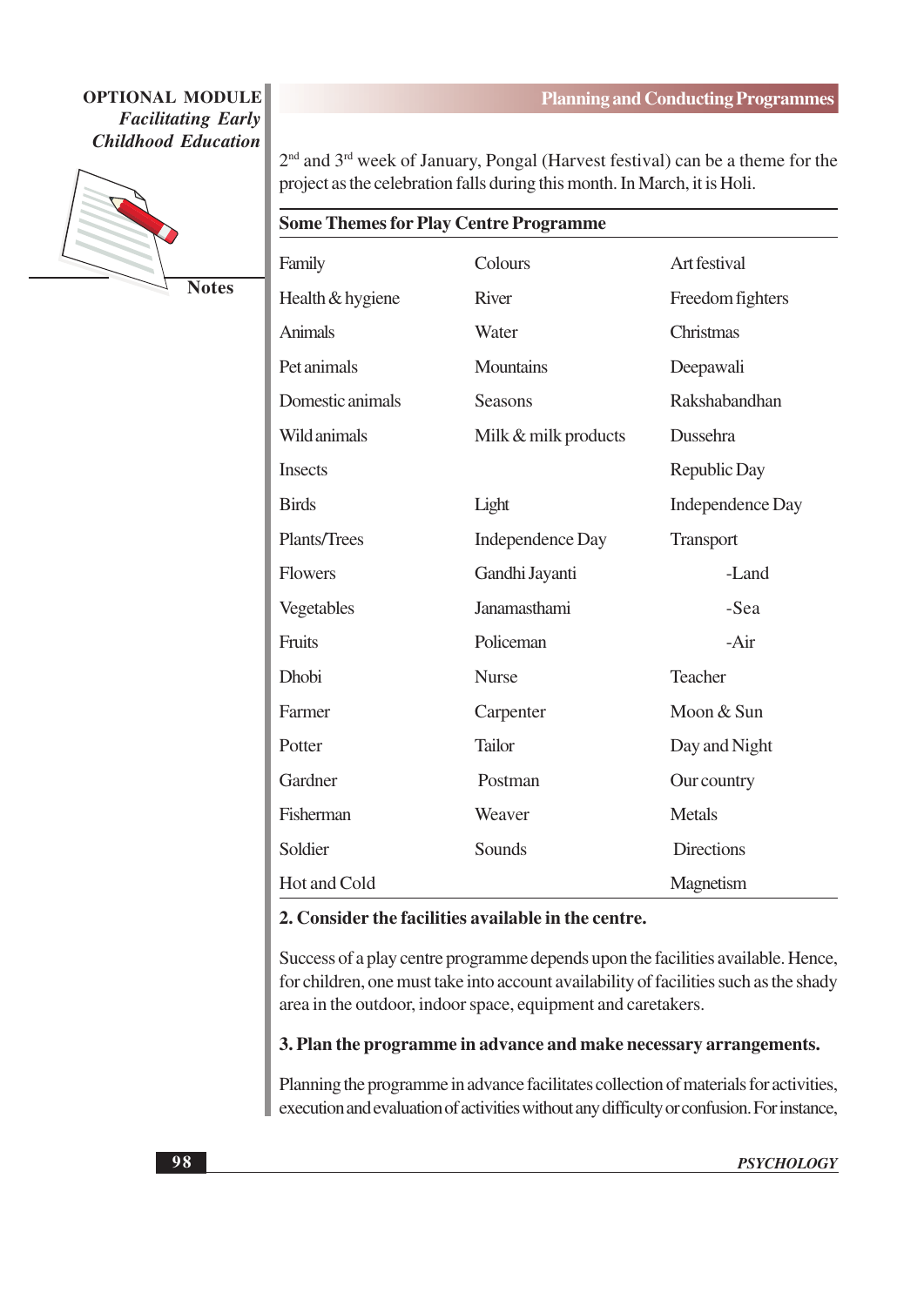2nd and 3rd week of January, Pongal (Harvest festival) can be a theme for the project as the celebration falls during this month. In March, it is Holi.

**Some Themes for Play Centre Programme**

| | | |
|---|---|---|
| Family | Colours | Art festival |
| Health & hygiene | River | Freedom fighters |
| Animals | Water | Christmas |
| Pet animals | Mountains | Deepawali |
| Domestic animals | Seasons | Rakshabandhan |
| Wild animals | Milk & milk products | Dussehra |
| Insects | | Republic Day |
| Birds | Light | Independence Day |
| Plants/Trees | Independence Day | Transport |
| Flowers | Gandhi Jayanti | -Land |
| Vegetables | Janamasthami | -Sea |
| Fruits | Policeman | -Air |
| Dhobi | Nurse | Teacher |
| Farmer | Carpenter | Moon & Sun |
| Potter | Tailor | Day and Night |
| Gardner | Postman | Our country |
| Fisherman | Weaver | Metals |
| Soldier | Sounds | Directions |
| Hot and Cold | | Magnetism |

**2. Consider the facilities available in the centre.**

Success of a play centre programme depends upon the facilities available. Hence, for children, one must take into account availability of facilities such as the shady area in the outdoor, indoor space, equipment and caretakers.

**3. Plan the programme in advance and make necessary arrangements.**

Planning the programme in advance facilitates collection of materials for activities, execution and evaluation of activities without any difficulty or confusion. For instance,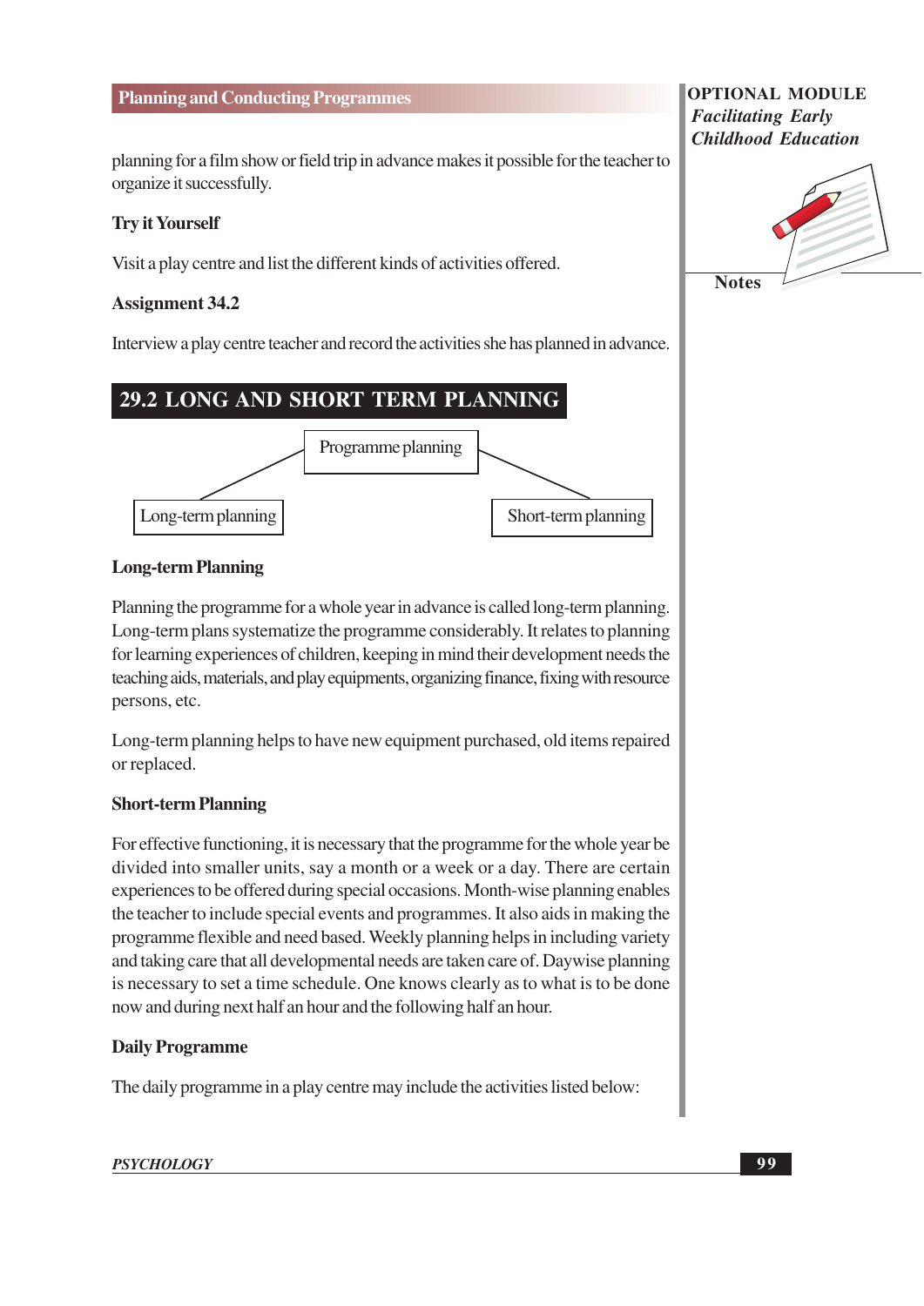planning for a film show or field trip in advance makes it possible for the teacher to organize it successfully.

**Try it Yourself**

Visit a play centre and list the different kinds of activities offered.

**Assignment 34.2**

Interview a play centre teacher and record the activities she has planned in advance.

## 29.2 LONG AND SHORT TERM PLANNING

Programme planning
- Long-term planning
- Short-term planning

### Long-term Planning

Planning the programme for a whole year in advance is called long-term planning. Long-term plans systematize the programme considerably. It relates to planning for learning experiences of children, keeping in mind their development needs the teaching aids, materials, and play equipments, organizing finance, fixing with resource persons, etc.

Long-term planning helps to have new equipment purchased, old items repaired or replaced.

### Short-term Planning

For effective functioning, it is necessary that the programme for the whole year be divided into smaller units, say a month or a week or a day. There are certain experiences to be offered during special occasions. Month-wise planning enables the teacher to include special events and programmes. It also aids in making the programme flexible and need based. Weekly planning helps in including variety and taking care that all developmental needs are taken care of. Daywise planning is necessary to set a time schedule. One knows clearly as to what is to be done now and during next half an hour and the following half an hour.

### Daily Programme

The daily programme in a play centre may include the activities listed below: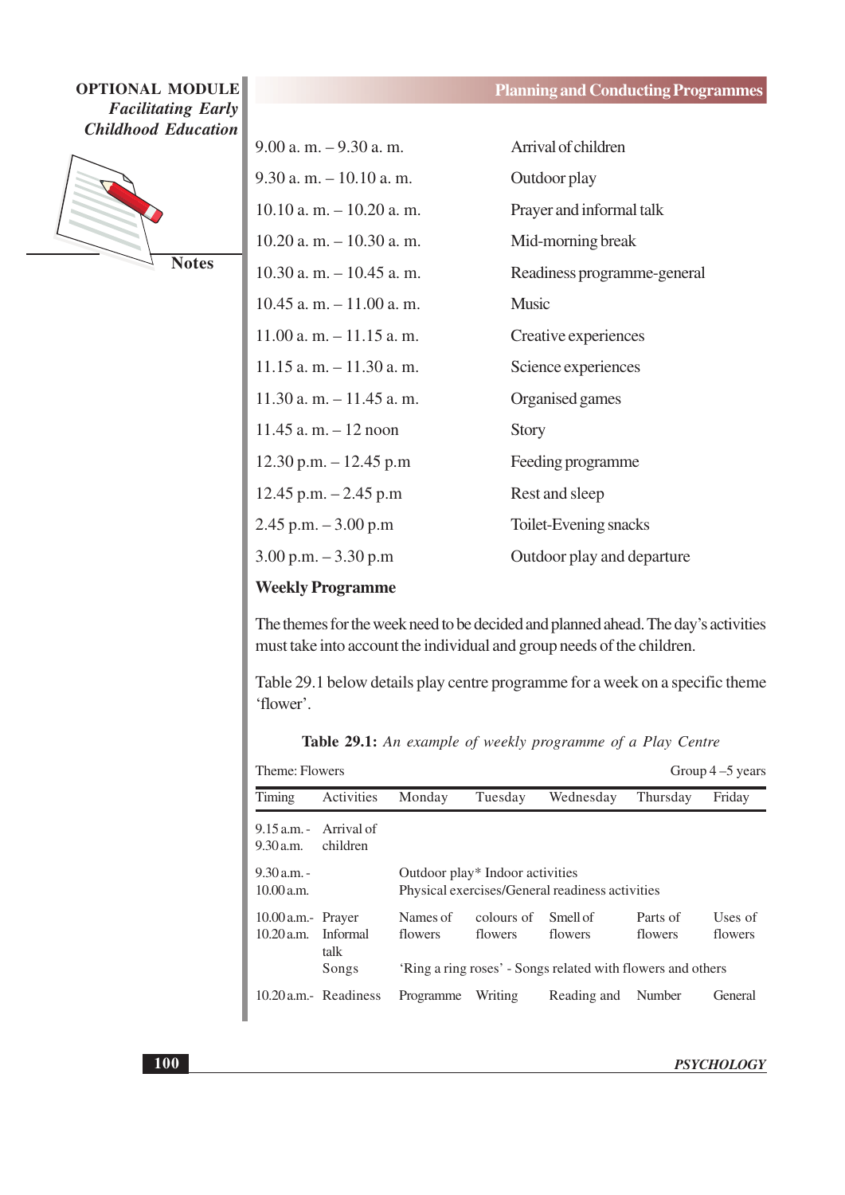| | |
|---|---|
| 9.00 a. m. – 9.30 a. m. | Arrival of children |
| 9.30 a. m. – 10.10 a. m. | Outdoor play |
| 10.10 a. m. – 10.20 a. m. | Prayer and informal talk |
| 10.20 a. m. – 10.30 a. m. | Mid-morning break |
| 10.30 a. m. – 10.45 a. m. | Readiness programme-general |
| 10.45 a. m. – 11.00 a. m. | Music |
| 11.00 a. m. – 11.15 a. m. | Creative experiences |
| 11.15 a. m. – 11.30 a. m. | Science experiences |
| 11.30 a. m. – 11.45 a. m. | Organised games |
| 11.45 a. m. – 12 noon | Story |
| 12.30 p.m. – 12.45 p.m | Feeding programme |
| 12.45 p.m. – 2.45 p.m | Rest and sleep |
| 2.45 p.m. – 3.00 p.m | Toilet-Evening snacks |
| 3.00 p.m. – 3.30 p.m | Outdoor play and departure |

**Weekly Programme**

The themes for the week need to be decided and planned ahead. The day's activities must take into account the individual and group needs of the children.

Table 29.1 below details play centre programme for a week on a specific theme 'flower'.

**Table 29.1:** *An example of weekly programme of a Play Centre*

Theme: Flowers — Group 4 –5 years

| Timing | Activities | Monday | Tuesday | Wednesday | Thursday | Friday |
|---|---|---|---|---|---|---|
| 9.15 a.m. - 9.30 a.m. | Arrival of children | | | | | |
| 9.30 a.m. - 10.00 a.m. | | Outdoor play* Indoor activities Physical exercises/General readiness activities | | | | |
| 10.00 a.m.- 10.20 a.m. | Prayer Informal talk | Names of flowers | colours of flowers | Smell of flowers | Parts of flowers | Uses of flowers |
| | Songs | 'Ring a ring roses' - Songs related with flowers and others | | | | |
| 10.20 a.m.- | Readiness | Programme | Writing | Reading and | Number | General |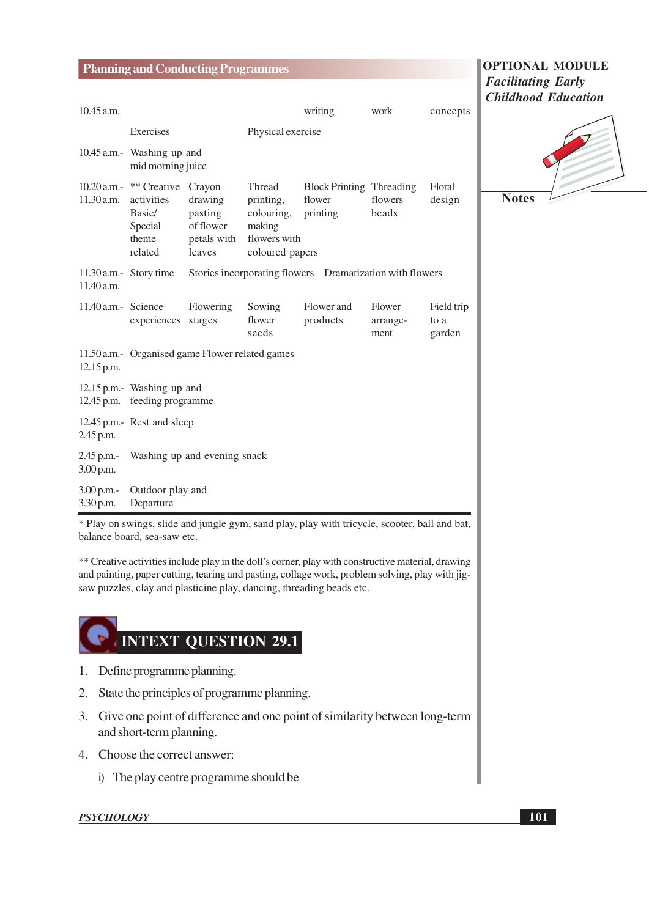| | | | | | | |
|---|---|---|---|---|---|---|
| 10.45 a.m. | | | | writing | work | concepts |
| | Exercises | | Physical exercise | | | |
| 10.45 a.m.- | Washing up and mid morning juice | | | | | |
| 10.20 a.m.- 11.30 a.m. | ** Creative activities Basic/ Special theme related | Crayon drawing pasting of flower petals with leaves | Thread printing, colouring, making flowers with coloured papers | Block Printing flower printing | Threading flowers beads | Floral design |
| 11.30 a.m.- 11.40 a.m. | Story time | Stories incorporating flowers | | Dramatization with flowers | | |
| 11.40 a.m.- | Science experiences | Flowering stages | Sowing flower seeds | Flower and products | Flower arrange-ment | Field trip to a garden |
| 11.50 a.m.- 12.15 p.m. | Organised game Flower related games | | | | | |
| 12.15 p.m.- 12.45 p.m. | Washing up and feeding programme | | | | | |
| 12.45 p.m.- 2.45 p.m. | Rest and sleep | | | | | |
| 2.45 p.m.- 3.00 p.m. | Washing up and evening snack | | | | | |
| 3.00 p.m.- 3.30 p.m. | Outdoor play and Departure | | | | | |

* Play on swings, slide and jungle gym, sand play, play with tricycle, scooter, ball and bat, balance board, sea-saw etc.

** Creative activities include play in the doll's corner, play with constructive material, drawing and painting, paper cutting, tearing and pasting, collage work, problem solving, play with jig-saw puzzles, clay and plasticine play, dancing, threading beads etc.

## INTEXT QUESTION 29.1

1. Define programme planning.
2. State the principles of programme planning.
3. Give one point of difference and one point of similarity between long-term and short-term planning.
4. Choose the correct answer:

   i) The play centre programme should be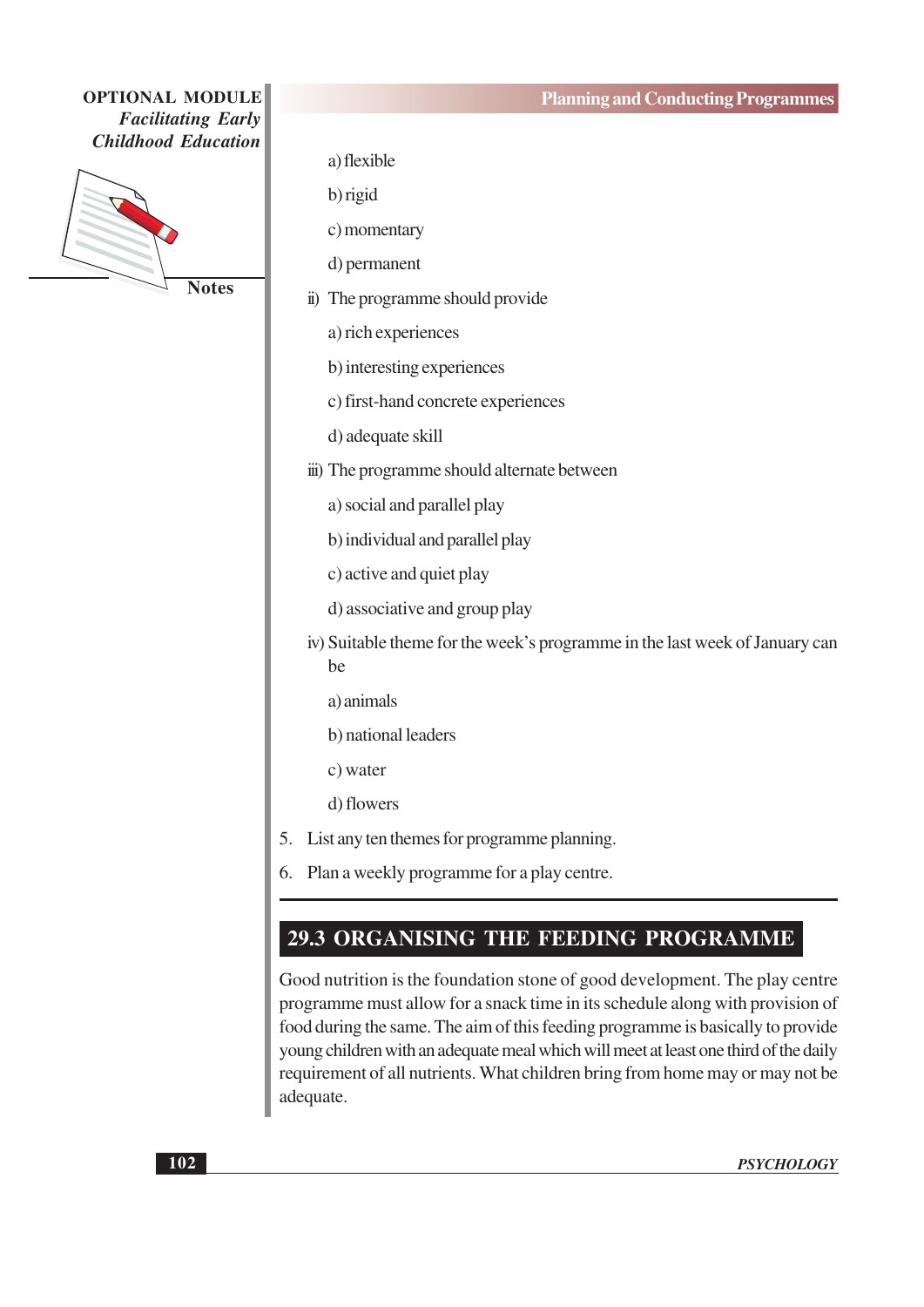a) flexible

b) rigid

c) momentary

d) permanent

ii) The programme should provide

a) rich experiences

b) interesting experiences

c) first-hand concrete experiences

d) adequate skill

iii) The programme should alternate between

a) social and parallel play

b) individual and parallel play

c) active and quiet play

d) associative and group play

iv) Suitable theme for the week's programme in the last week of January can be

a) animals

b) national leaders

c) water

d) flowers

5. List any ten themes for programme planning.

6. Plan a weekly programme for a play centre.

## 29.3 ORGANISING THE FEEDING PROGRAMME

Good nutrition is the foundation stone of good development. The play centre programme must allow for a snack time in its schedule along with provision of food during the same. The aim of this feeding programme is basically to provide young children with an adequate meal which will meet at least one third of the daily requirement of all nutrients. What children bring from home may or may not be adequate.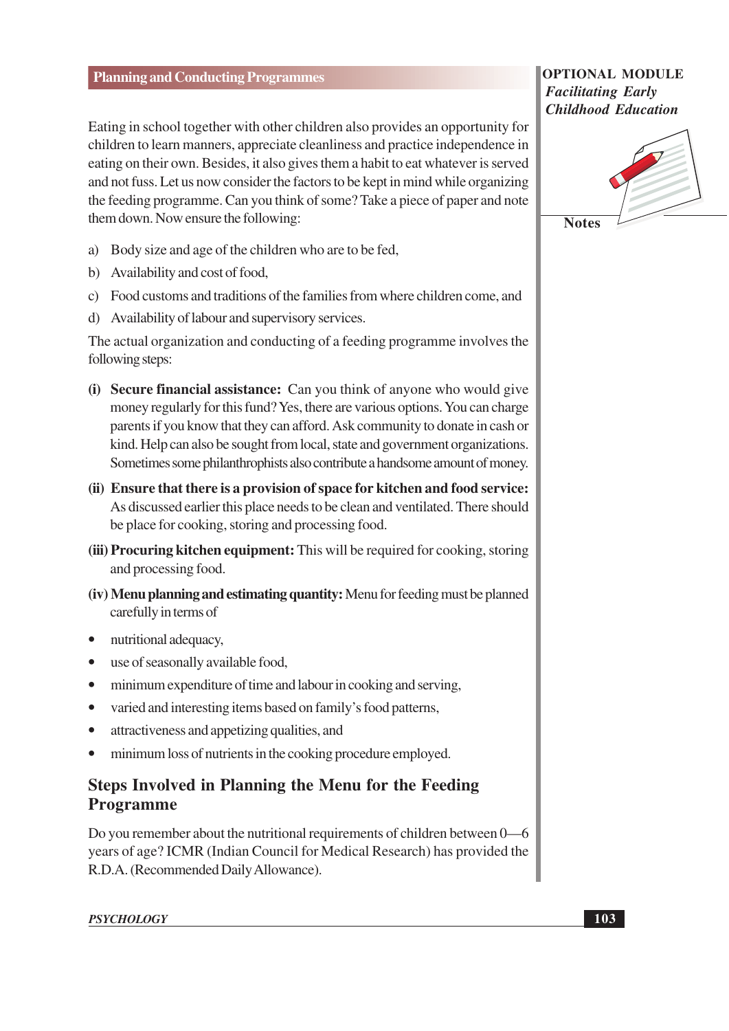Eating in school together with other children also provides an opportunity for children to learn manners, appreciate cleanliness and practice independence in eating on their own. Besides, it also gives them a habit to eat whatever is served and not fuss. Let us now consider the factors to be kept in mind while organizing the feeding programme. Can you think of some? Take a piece of paper and note them down. Now ensure the following:

a) Body size and age of the children who are to be fed,
b) Availability and cost of food,
c) Food customs and traditions of the families from where children come, and
d) Availability of labour and supervisory services.

The actual organization and conducting of a feeding programme involves the following steps:

**(i) Secure financial assistance:** Can you think of anyone who would give money regularly for this fund? Yes, there are various options. You can charge parents if you know that they can afford. Ask community to donate in cash or kind. Help can also be sought from local, state and government organizations. Sometimes some philanthrophists also contribute a handsome amount of money.

**(ii) Ensure that there is a provision of space for kitchen and food service:** As discussed earlier this place needs to be clean and ventilated. There should be place for cooking, storing and processing food.

**(iii) Procuring kitchen equipment:** This will be required for cooking, storing and processing food.

**(iv) Menu planning and estimating quantity:** Menu for feeding must be planned carefully in terms of

- nutritional adequacy,
- use of seasonally available food,
- minimum expenditure of time and labour in cooking and serving,
- varied and interesting items based on family's food patterns,
- attractiveness and appetizing qualities, and
- minimum loss of nutrients in the cooking procedure employed.

## Steps Involved in Planning the Menu for the Feeding Programme

Do you remember about the nutritional requirements of children between 0—6 years of age? ICMR (Indian Council for Medical Research) has provided the R.D.A. (Recommended Daily Allowance).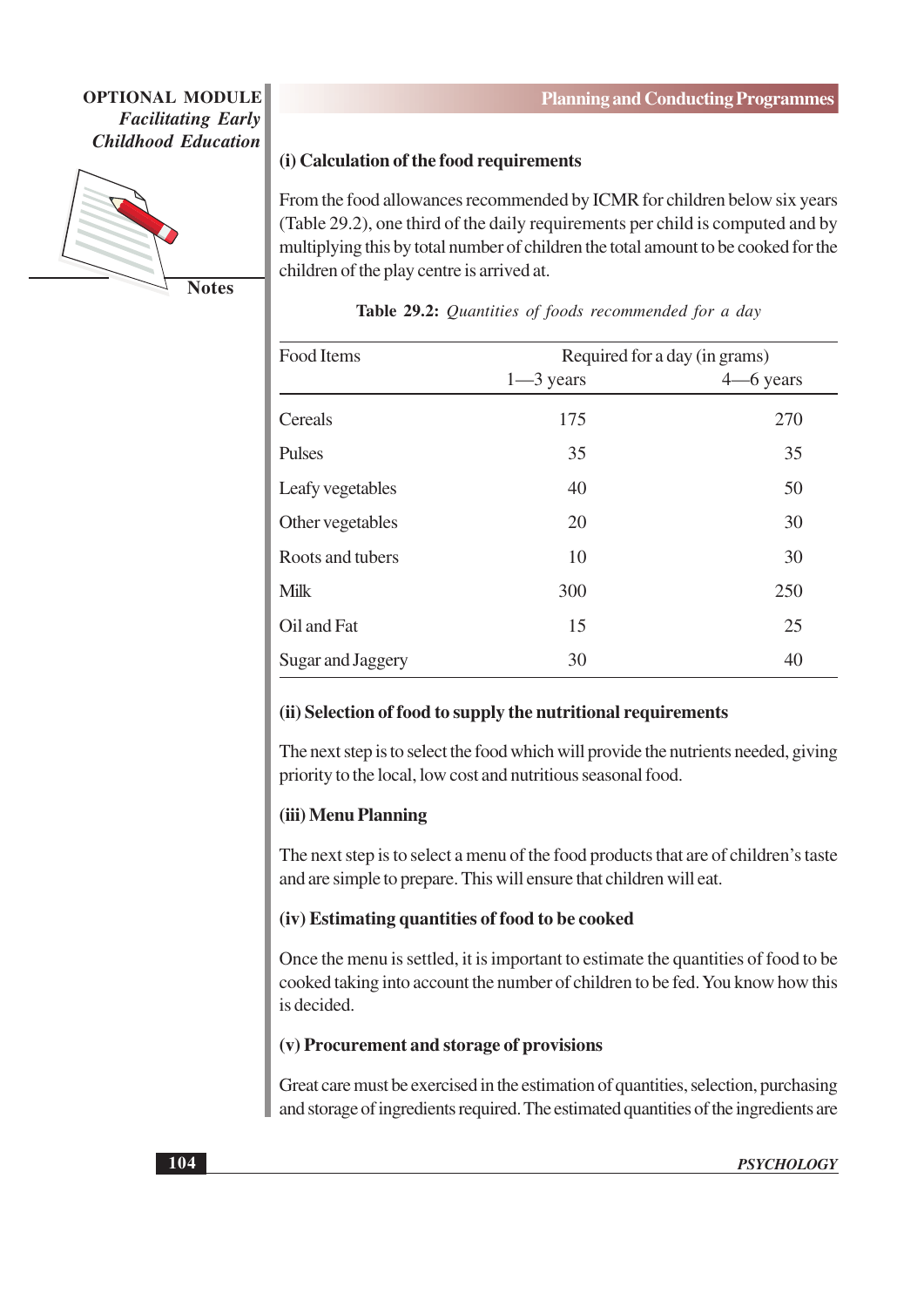### (i) Calculation of the food requirements

From the food allowances recommended by ICMR for children below six years (Table 29.2), one third of the daily requirements per child is computed and by multiplying this by total number of children the total amount to be cooked for the children of the play centre is arrived at.

**Table 29.2:** *Quantities of foods recommended for a day*

| Food Items | Required for a day (in grams) | |
|---|---|---|
| | 1—3 years | 4—6 years |
| Cereals | 175 | 270 |
| Pulses | 35 | 35 |
| Leafy vegetables | 40 | 50 |
| Other vegetables | 20 | 30 |
| Roots and tubers | 10 | 30 |
| Milk | 300 | 250 |
| Oil and Fat | 15 | 25 |
| Sugar and Jaggery | 30 | 40 |

### (ii) Selection of food to supply the nutritional requirements

The next step is to select the food which will provide the nutrients needed, giving priority to the local, low cost and nutritious seasonal food.

### (iii) Menu Planning

The next step is to select a menu of the food products that are of children's taste and are simple to prepare. This will ensure that children will eat.

### (iv) Estimating quantities of food to be cooked

Once the menu is settled, it is important to estimate the quantities of food to be cooked taking into account the number of children to be fed. You know how this is decided.

### (v) Procurement and storage of provisions

Great care must be exercised in the estimation of quantities, selection, purchasing and storage of ingredients required. The estimated quantities of the ingredients are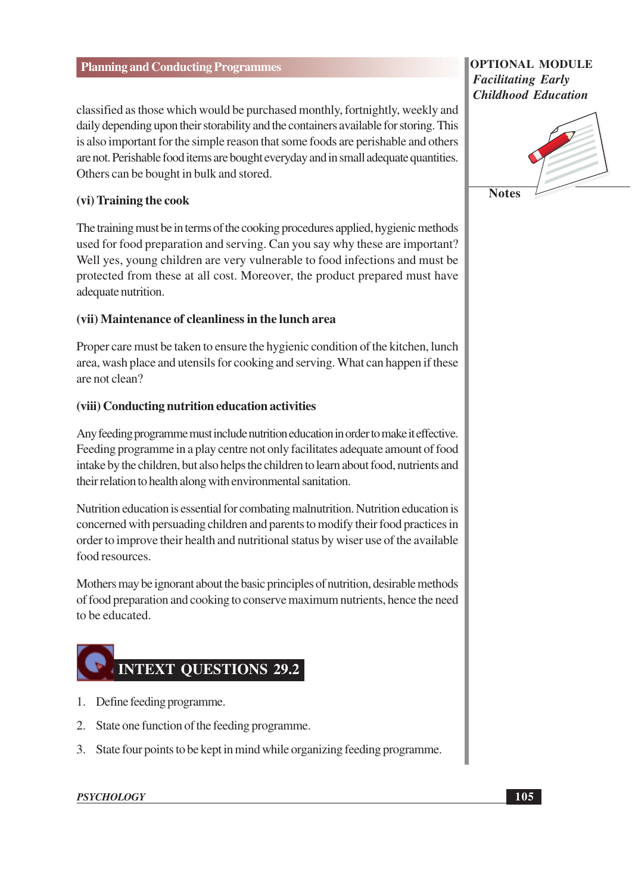classified as those which would be purchased monthly, fortnightly, weekly and daily depending upon their storability and the containers available for storing. This is also important for the simple reason that some foods are perishable and others are not. Perishable food items are bought everyday and in small adequate quantities. Others can be bought in bulk and stored.

**(vi) Training the cook**

The training must be in terms of the cooking procedures applied, hygienic methods used for food preparation and serving. Can you say why these are important? Well yes, young children are very vulnerable to food infections and must be protected from these at all cost. Moreover, the product prepared must have adequate nutrition.

**(vii) Maintenance of cleanliness in the lunch area**

Proper care must be taken to ensure the hygienic condition of the kitchen, lunch area, wash place and utensils for cooking and serving. What can happen if these are not clean?

**(viii) Conducting nutrition education activities**

Any feeding programme must include nutrition education in order to make it effective. Feeding programme in a play centre not only facilitates adequate amount of food intake by the children, but also helps the children to learn about food, nutrients and their relation to health along with environmental sanitation.

Nutrition education is essential for combating malnutrition. Nutrition education is concerned with persuading children and parents to modify their food practices in order to improve their health and nutritional status by wiser use of the available food resources.

Mothers may be ignorant about the basic principles of nutrition, desirable methods of food preparation and cooking to conserve maximum nutrients, hence the need to be educated.

## INTEXT QUESTIONS 29.2

1. Define feeding programme.
2. State one function of the feeding programme.
3. State four points to be kept in mind while organizing feeding programme.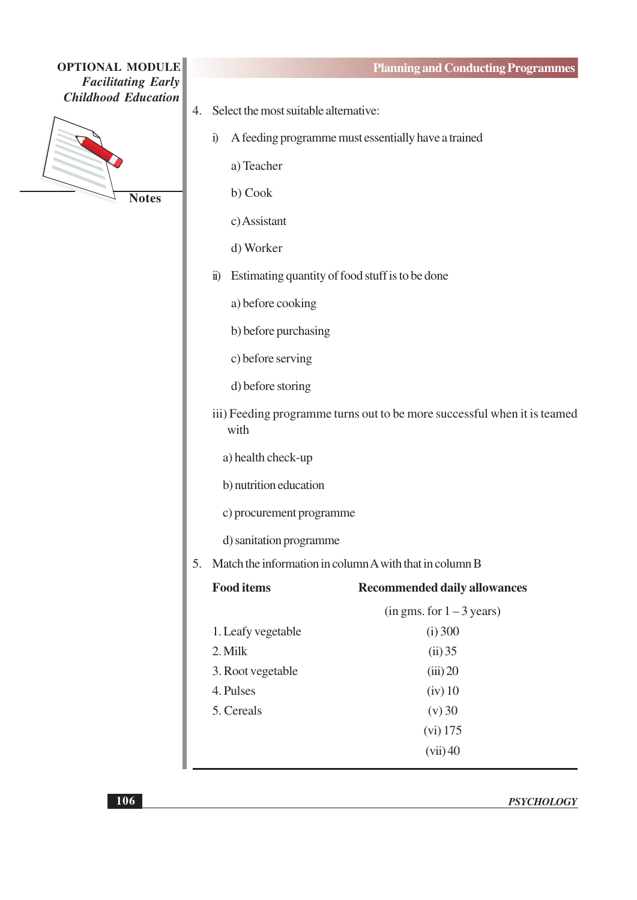4. Select the most suitable alternative:

   i) A feeding programme must essentially have a trained

      a) Teacher

      b) Cook

      c) Assistant

      d) Worker

   ii) Estimating quantity of food stuff is to be done

      a) before cooking

      b) before purchasing

      c) before serving

      d) before storing

   iii) Feeding programme turns out to be more successful when it is teamed with

      a) health check-up

      b) nutrition education

      c) procurement programme

      d) sanitation programme

5. Match the information in column A with that in column B

| **Food items** | **Recommended daily allowances** |
|---|---|
| | (in gms. for 1 – 3 years) |
| 1. Leafy vegetable | (i) 300 |
| 2. Milk | (ii) 35 |
| 3. Root vegetable | (iii) 20 |
| 4. Pulses | (iv) 10 |
| 5. Cereals | (v) 30 |
| | (vi) 175 |
| | (vii) 40 |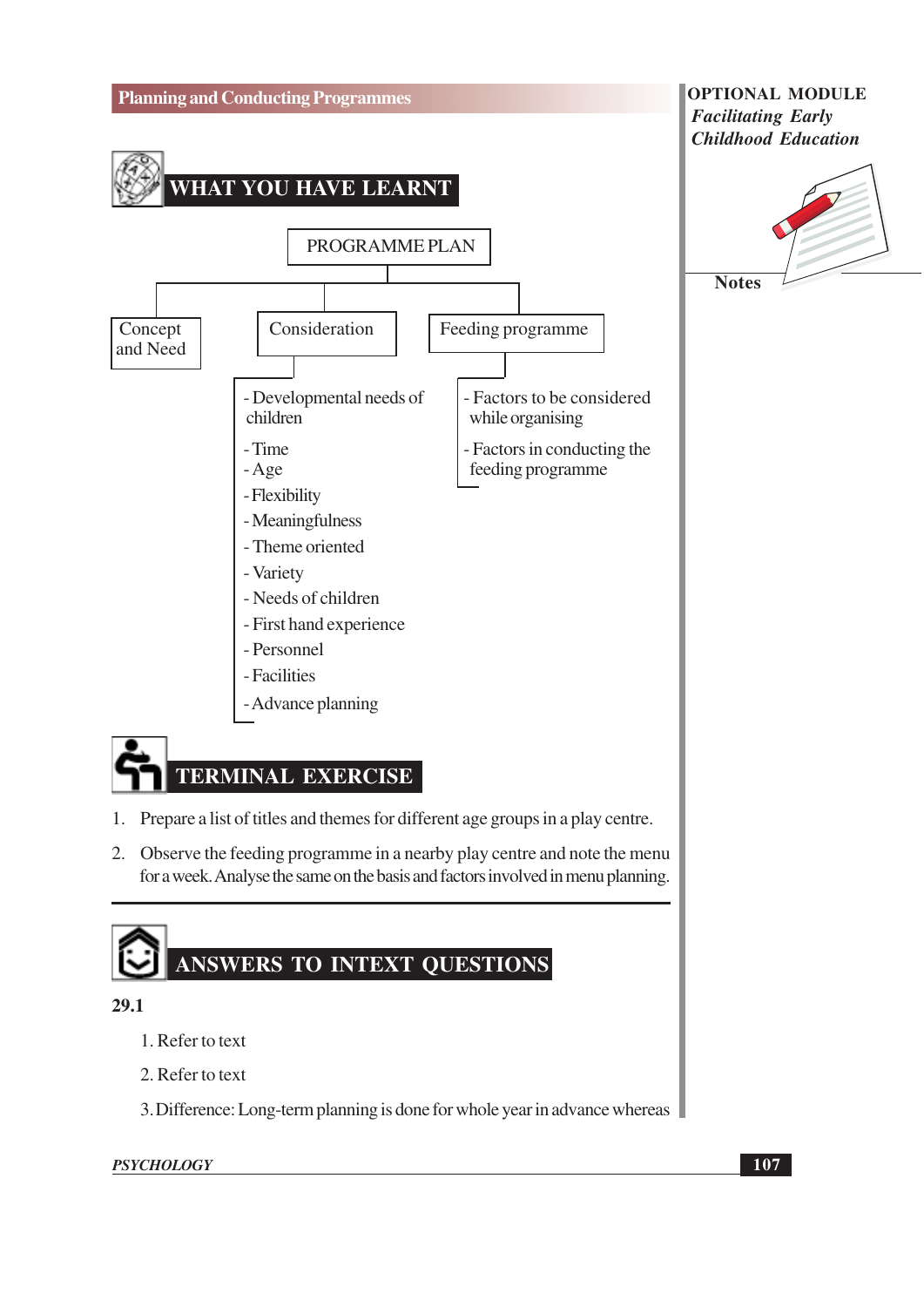## WHAT YOU HAVE LEARNT

**PROGRAMME PLAN**

- Concept and Need
- Consideration
  - Developmental needs of children
  - Time
  - Age
  - Flexibility
  - Meaningfulness
  - Theme oriented
  - Variety
  - Needs of children
  - First hand experience
  - Personnel
  - Facilities
  - Advance planning
- Feeding programme
  - Factors to be considered while organising
  - Factors in conducting the feeding programme

## TERMINAL EXERCISE

1. Prepare a list of titles and themes for different age groups in a play centre.
2. Observe the feeding programme in a nearby play centre and note the menu for a week. Analyse the same on the basis and factors involved in menu planning.

## ANSWERS TO INTEXT QUESTIONS

**29.1**

1. Refer to text
2. Refer to text
3. Difference: Long-term planning is done for whole year in advance whereas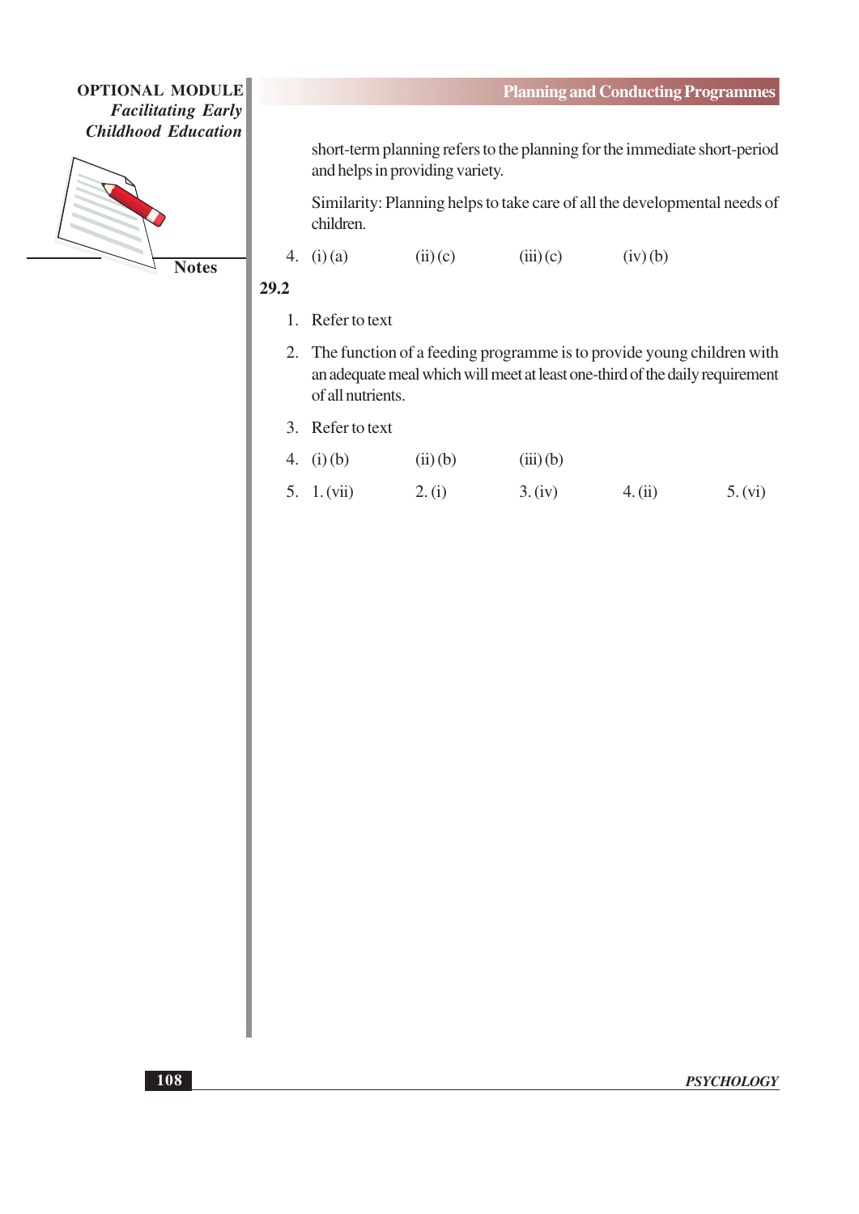short-term planning refers to the planning for the immediate short-period and helps in providing variety.

Similarity: Planning helps to take care of all the developmental needs of children.

4. (i) (a)   (ii) (c)   (iii) (c)   (iv) (b)

**29.2**

1. Refer to text
2. The function of a feeding programme is to provide young children with an adequate meal which will meet at least one-third of the daily requirement of all nutrients.
3. Refer to text
4. (i) (b)   (ii) (b)   (iii) (b)
5. 1. (vii)   2. (i)   3. (iv)   4. (ii)   5. (vi)